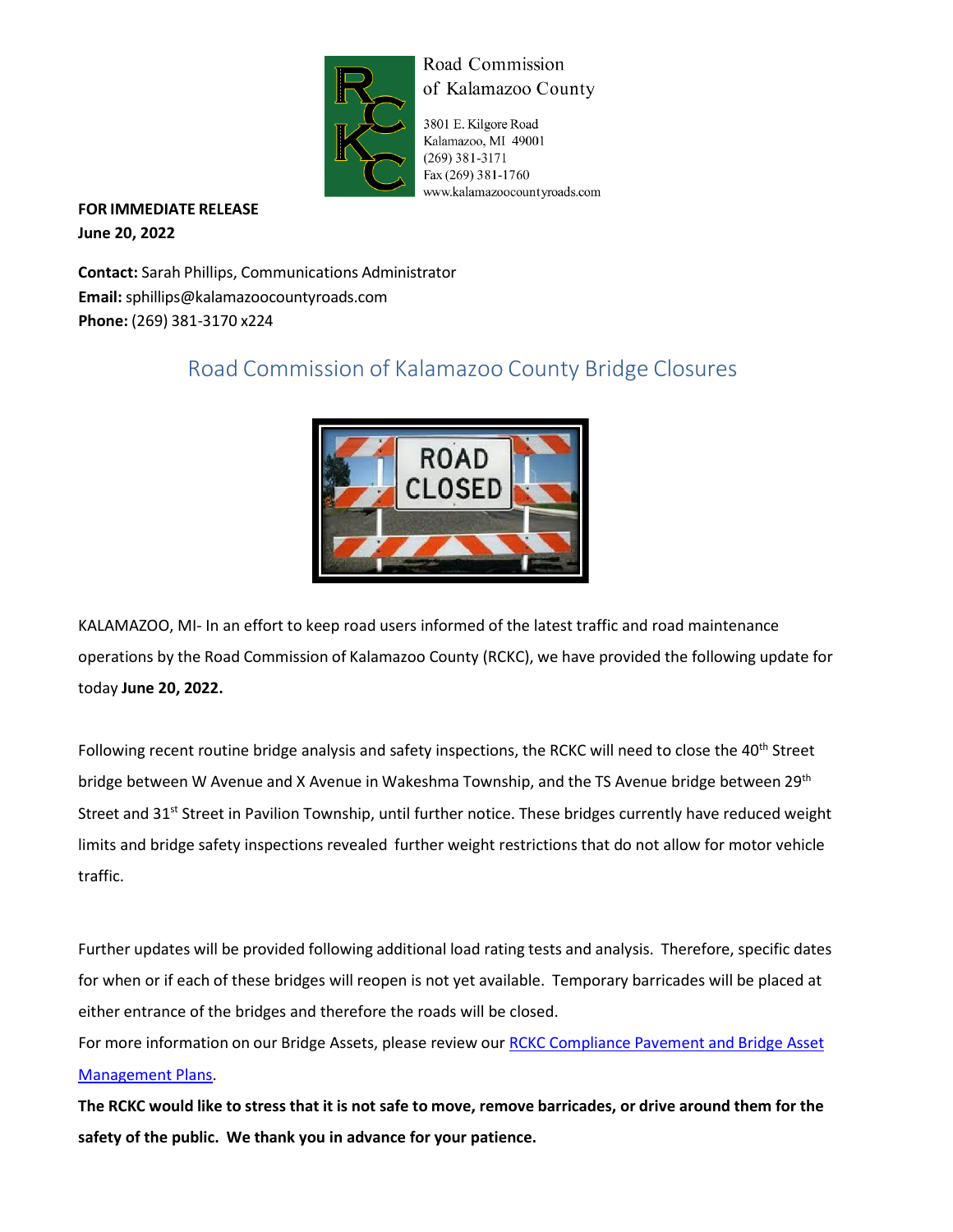Road Commission of Kalamazoo County

3801 E. Kilgore Road
Kalamazoo, MI 49001
(269) 381-3171
Fax (269) 381-1760
www.kalamazoocountyroads.com

**FOR IMMEDIATE RELEASE**
**June 20, 2022**

**Contact:** Sarah Phillips, Communications Administrator
**Email:** sphillips@kalamazoocountyroads.com
**Phone:** (269) 381-3170 x224

## Road Commission of Kalamazoo County Bridge Closures

KALAMAZOO, MI- In an effort to keep road users informed of the latest traffic and road maintenance operations by the Road Commission of Kalamazoo County (RCKC), we have provided the following update for today **June 20, 2022.**

Following recent routine bridge analysis and safety inspections, the RCKC will need to close the 40th Street bridge between W Avenue and X Avenue in Wakeshma Township, and the TS Avenue bridge between 29th Street and 31st Street in Pavilion Township, until further notice. These bridges currently have reduced weight limits and bridge safety inspections revealed further weight restrictions that do not allow for motor vehicle traffic.

Further updates will be provided following additional load rating tests and analysis. Therefore, specific dates for when or if each of these bridges will reopen is not yet available. Temporary barricades will be placed at either entrance of the bridges and therefore the roads will be closed.

For more information on our Bridge Assets, please review our RCKC Compliance Pavement and Bridge Asset Management Plans.

**The RCKC would like to stress that it is not safe to move, remove barricades, or drive around them for the safety of the public. We thank you in advance for your patience.**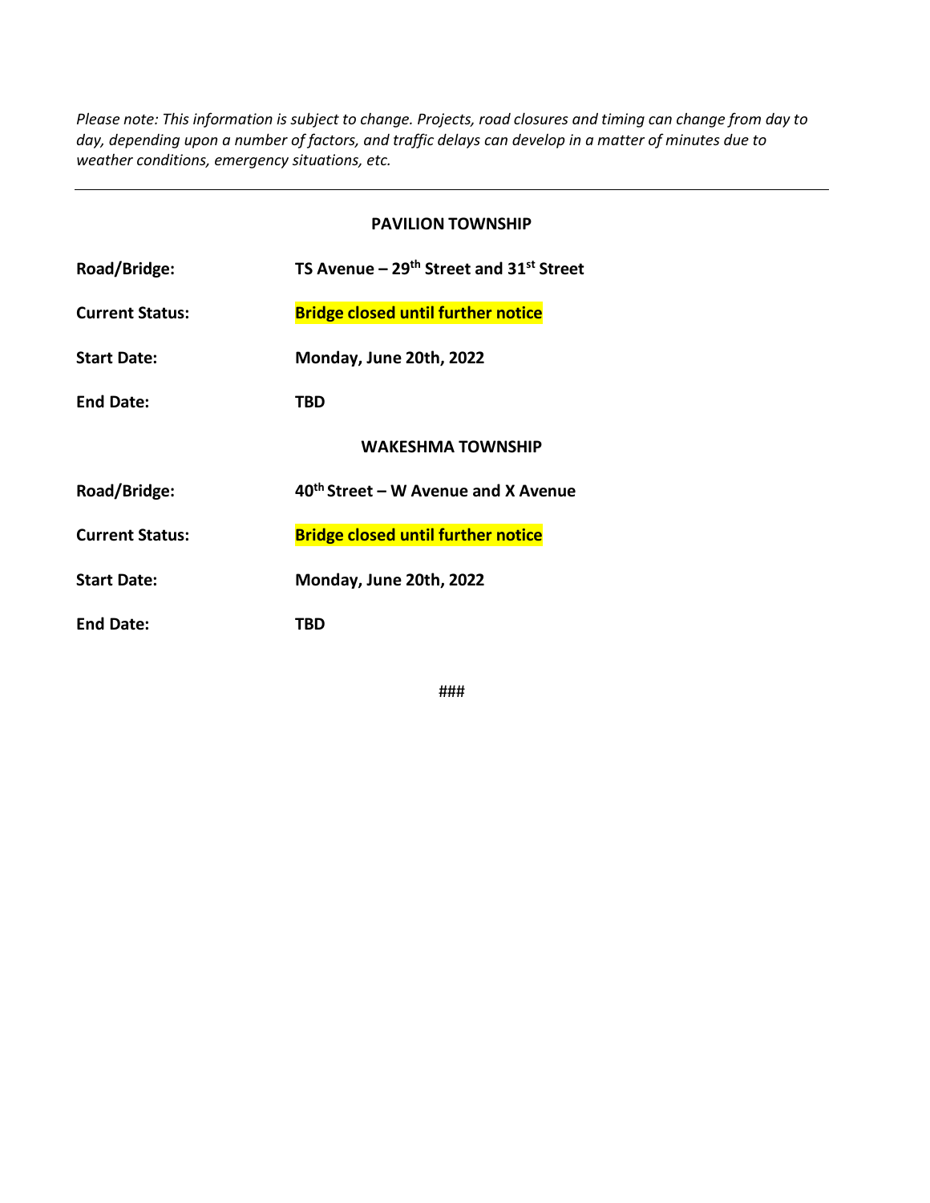*Please note: This information is subject to change. Projects, road closures and timing can change from day to day, depending upon a number of factors, and traffic delays can develop in a matter of minutes due to weather conditions, emergency situations, etc.*

---

**PAVILION TOWNSHIP**

| | |
|---|---|
| **Road/Bridge:** | **TS Avenue – 29th Street and 31st Street** |
| **Current Status:** | **Bridge closed until further notice** |
| **Start Date:** | **Monday, June 20th, 2022** |
| **End Date:** | **TBD** |

**WAKESHMA TOWNSHIP**

| | |
|---|---|
| **Road/Bridge:** | **40th Street – W Avenue and X Avenue** |
| **Current Status:** | **Bridge closed until further notice** |
| **Start Date:** | **Monday, June 20th, 2022** |
| **End Date:** | **TBD** |

###